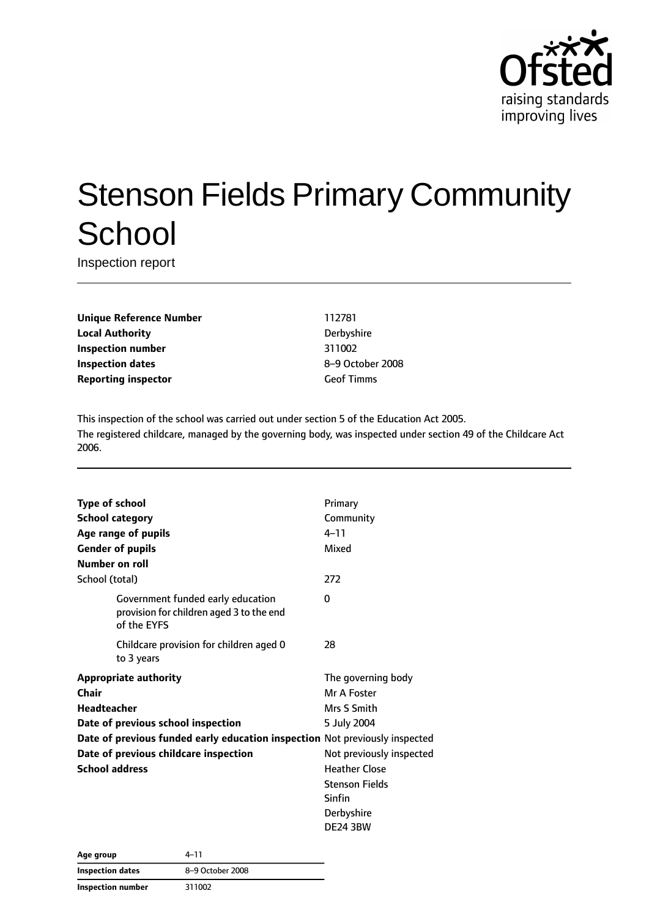Ofsted
raising standards
improving lives

# Stenson Fields Primary Community School

Inspection report

| | |
|---|---|
| **Unique Reference Number** | 112781 |
| **Local Authority** | Derbyshire |
| **Inspection number** | 311002 |
| **Inspection dates** | 8–9 October 2008 |
| **Reporting inspector** | Geof Timms |

This inspection of the school was carried out under section 5 of the Education Act 2005.
The registered childcare, managed by the governing body, was inspected under section 49 of the Childcare Act 2006.

| | |
|---|---|
| **Type of school** | Primary |
| **School category** | Community |
| **Age range of pupils** | 4–11 |
| **Gender of pupils** | Mixed |
| **Number on roll** | |
| School (total) | 272 |
| Government funded early education provision for children aged 3 to the end of the EYFS | 0 |
| Childcare provision for children aged 0 to 3 years | 28 |
| **Appropriate authority** | The governing body |
| **Chair** | Mr A Foster |
| **Headteacher** | Mrs S Smith |
| **Date of previous school inspection** | 5 July 2004 |
| **Date of previous funded early education inspection** | Not previously inspected |
| **Date of previous childcare inspection** | Not previously inspected |
| **School address** | Heather Close<br>Stenson Fields<br>Sinfin<br>Derbyshire<br>DE24 3BW |

| | |
|---|---|
| **Age group** | 4–11 |
| **Inspection dates** | 8–9 October 2008 |
| **Inspection number** | 311002 |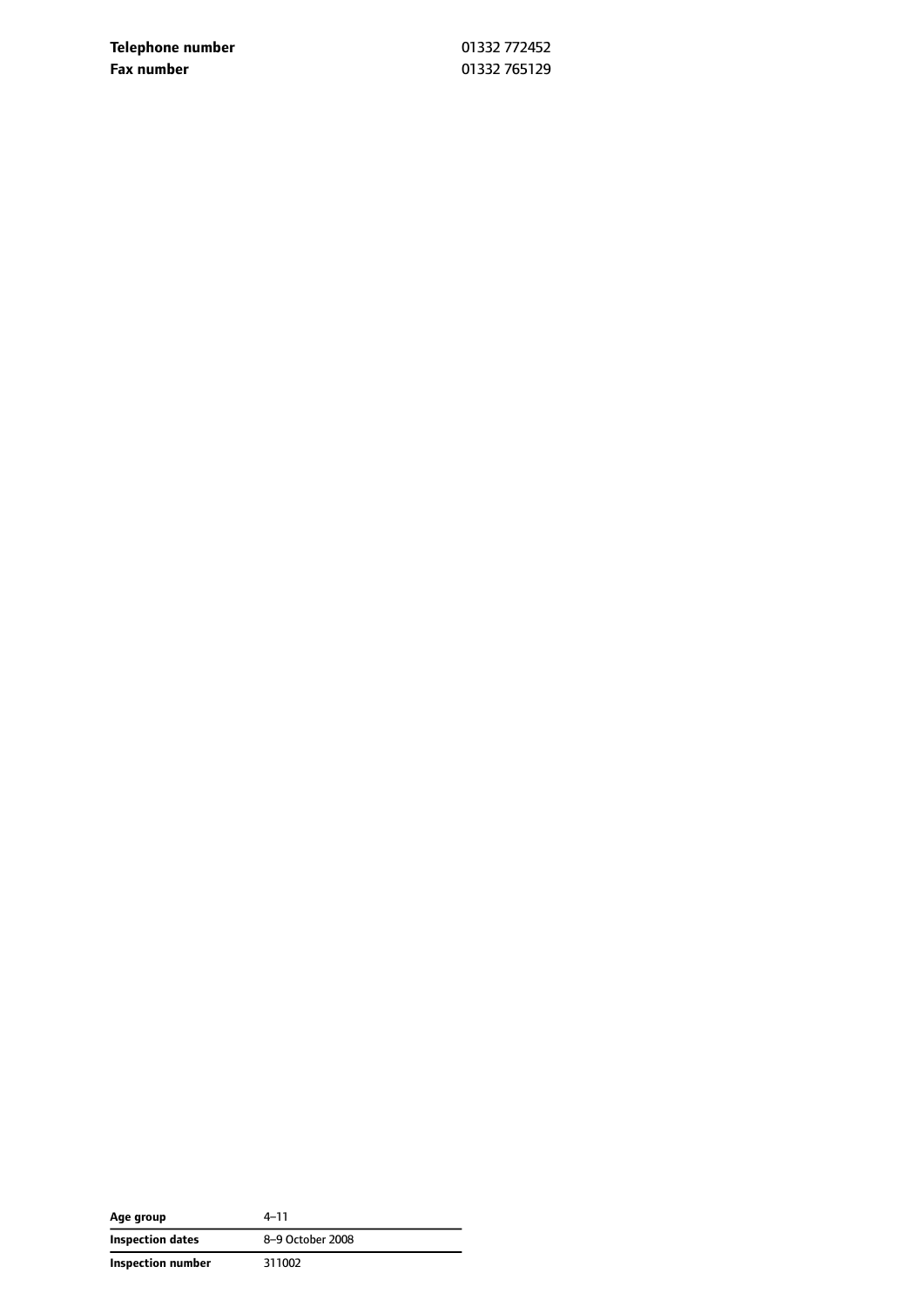| | |
|---|---|
| **Telephone number** | 01332 772452 |
| **Fax number** | 01332 765129 |

| | |
|---|---|
| **Age group** | 4–11 |
| **Inspection dates** | 8–9 October 2008 |
| **Inspection number** | 311002 |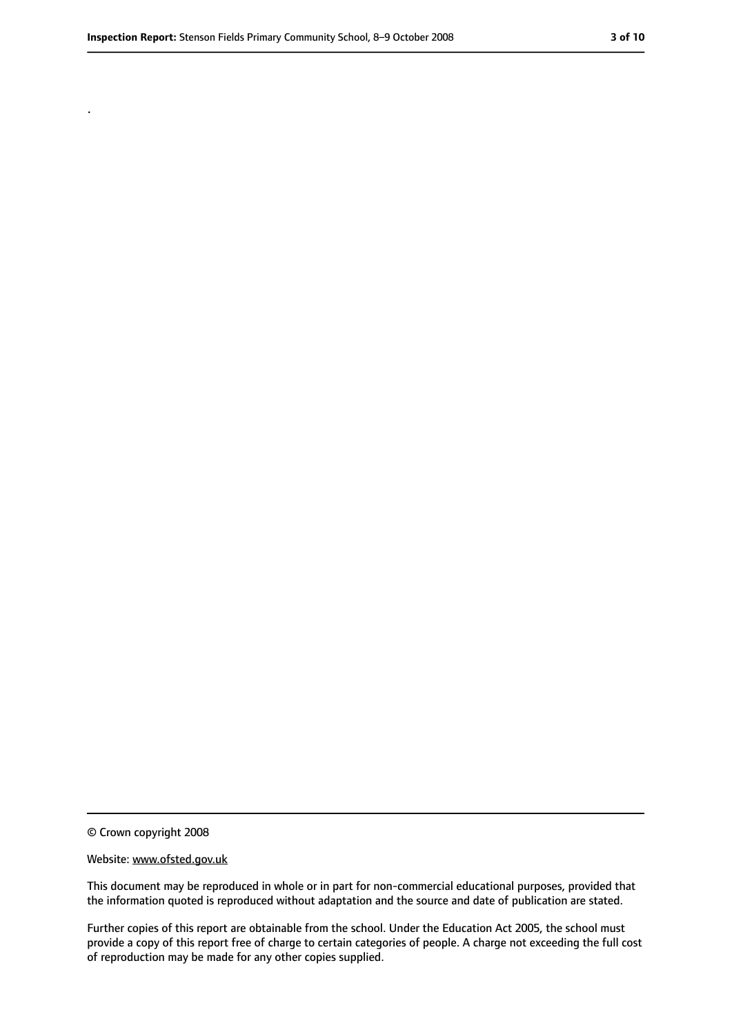.

© Crown copyright 2008

Website: www.ofsted.gov.uk

This document may be reproduced in whole or in part for non-commercial educational purposes, provided that the information quoted is reproduced without adaptation and the source and date of publication are stated.

Further copies of this report are obtainable from the school. Under the Education Act 2005, the school must provide a copy of this report free of charge to certain categories of people. A charge not exceeding the full cost of reproduction may be made for any other copies supplied.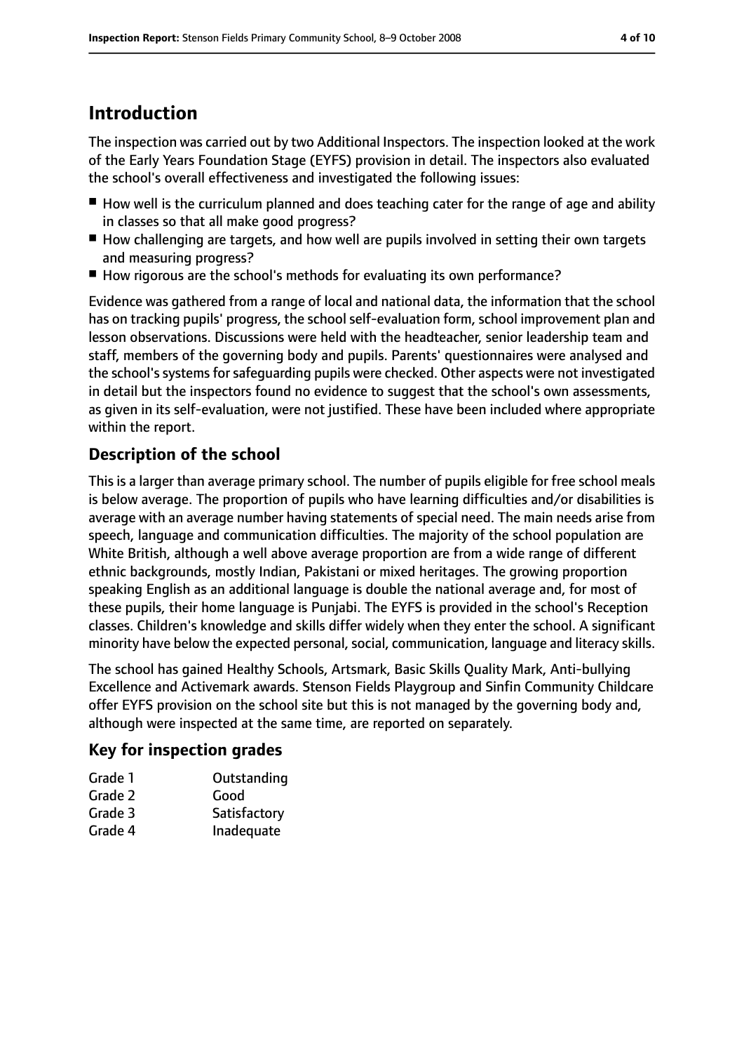# Introduction

The inspection was carried out by two Additional Inspectors. The inspection looked at the work of the Early Years Foundation Stage (EYFS) provision in detail. The inspectors also evaluated the school's overall effectiveness and investigated the following issues:

- How well is the curriculum planned and does teaching cater for the range of age and ability in classes so that all make good progress?
- How challenging are targets, and how well are pupils involved in setting their own targets and measuring progress?
- How rigorous are the school's methods for evaluating its own performance?

Evidence was gathered from a range of local and national data, the information that the school has on tracking pupils' progress, the school self-evaluation form, school improvement plan and lesson observations. Discussions were held with the headteacher, senior leadership team and staff, members of the governing body and pupils. Parents' questionnaires were analysed and the school's systems for safeguarding pupils were checked. Other aspects were not investigated in detail but the inspectors found no evidence to suggest that the school's own assessments, as given in its self-evaluation, were not justified. These have been included where appropriate within the report.

## Description of the school

This is a larger than average primary school. The number of pupils eligible for free school meals is below average. The proportion of pupils who have learning difficulties and/or disabilities is average with an average number having statements of special need. The main needs arise from speech, language and communication difficulties. The majority of the school population are White British, although a well above average proportion are from a wide range of different ethnic backgrounds, mostly Indian, Pakistani or mixed heritages. The growing proportion speaking English as an additional language is double the national average and, for most of these pupils, their home language is Punjabi. The EYFS is provided in the school's Reception classes. Children's knowledge and skills differ widely when they enter the school. A significant minority have below the expected personal, social, communication, language and literacy skills.

The school has gained Healthy Schools, Artsmark, Basic Skills Quality Mark, Anti-bullying Excellence and Activemark awards. Stenson Fields Playgroup and Sinfin Community Childcare offer EYFS provision on the school site but this is not managed by the governing body and, although were inspected at the same time, are reported on separately.

## Key for inspection grades

| | |
|---|---|
| Grade 1 | Outstanding |
| Grade 2 | Good |
| Grade 3 | Satisfactory |
| Grade 4 | Inadequate |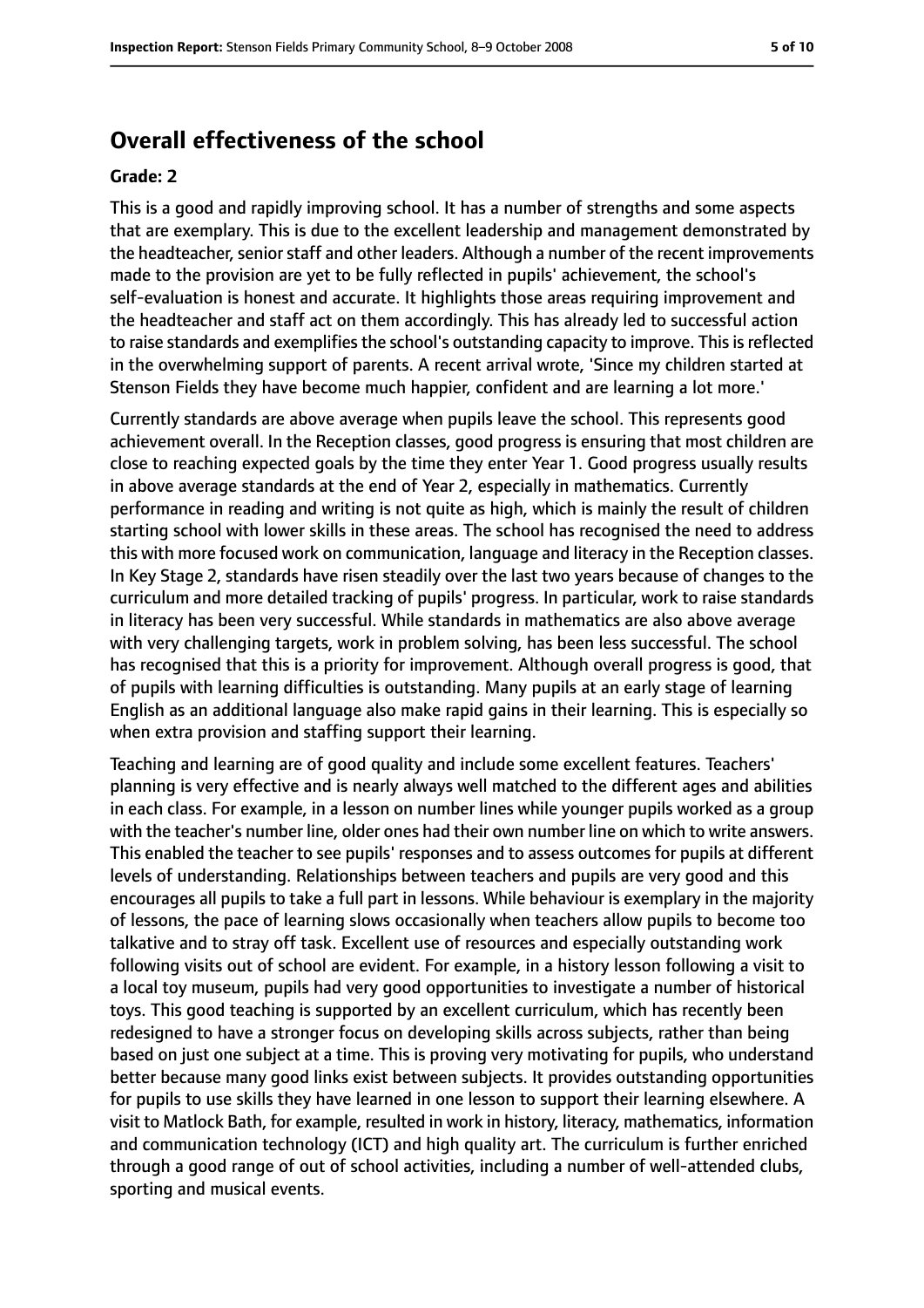## Overall effectiveness of the school

### Grade: 2

This is a good and rapidly improving school. It has a number of strengths and some aspects that are exemplary. This is due to the excellent leadership and management demonstrated by the headteacher, senior staff and other leaders. Although a number of the recent improvements made to the provision are yet to be fully reflected in pupils' achievement, the school's self-evaluation is honest and accurate. It highlights those areas requiring improvement and the headteacher and staff act on them accordingly. This has already led to successful action to raise standards and exemplifies the school's outstanding capacity to improve. This is reflected in the overwhelming support of parents. A recent arrival wrote, 'Since my children started at Stenson Fields they have become much happier, confident and are learning a lot more.'

Currently standards are above average when pupils leave the school. This represents good achievement overall. In the Reception classes, good progress is ensuring that most children are close to reaching expected goals by the time they enter Year 1. Good progress usually results in above average standards at the end of Year 2, especially in mathematics. Currently performance in reading and writing is not quite as high, which is mainly the result of children starting school with lower skills in these areas. The school has recognised the need to address this with more focused work on communication, language and literacy in the Reception classes. In Key Stage 2, standards have risen steadily over the last two years because of changes to the curriculum and more detailed tracking of pupils' progress. In particular, work to raise standards in literacy has been very successful. While standards in mathematics are also above average with very challenging targets, work in problem solving, has been less successful. The school has recognised that this is a priority for improvement. Although overall progress is good, that of pupils with learning difficulties is outstanding. Many pupils at an early stage of learning English as an additional language also make rapid gains in their learning. This is especially so when extra provision and staffing support their learning.

Teaching and learning are of good quality and include some excellent features. Teachers' planning is very effective and is nearly always well matched to the different ages and abilities in each class. For example, in a lesson on number lines while younger pupils worked as a group with the teacher's number line, older ones had their own number line on which to write answers. This enabled the teacher to see pupils' responses and to assess outcomes for pupils at different levels of understanding. Relationships between teachers and pupils are very good and this encourages all pupils to take a full part in lessons. While behaviour is exemplary in the majority of lessons, the pace of learning slows occasionally when teachers allow pupils to become too talkative and to stray off task. Excellent use of resources and especially outstanding work following visits out of school are evident. For example, in a history lesson following a visit to a local toy museum, pupils had very good opportunities to investigate a number of historical toys. This good teaching is supported by an excellent curriculum, which has recently been redesigned to have a stronger focus on developing skills across subjects, rather than being based on just one subject at a time. This is proving very motivating for pupils, who understand better because many good links exist between subjects. It provides outstanding opportunities for pupils to use skills they have learned in one lesson to support their learning elsewhere. A visit to Matlock Bath, for example, resulted in work in history, literacy, mathematics, information and communication technology (ICT) and high quality art. The curriculum is further enriched through a good range of out of school activities, including a number of well-attended clubs, sporting and musical events.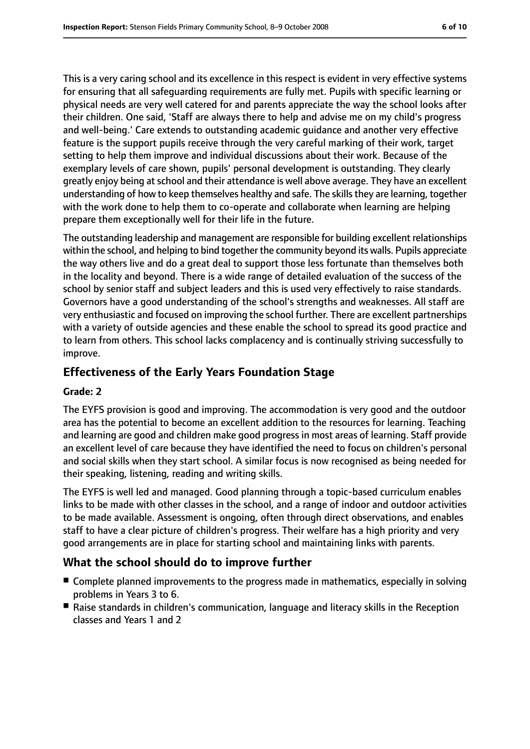This is a very caring school and its excellence in this respect is evident in very effective systems for ensuring that all safeguarding requirements are fully met. Pupils with specific learning or physical needs are very well catered for and parents appreciate the way the school looks after their children. One said, 'Staff are always there to help and advise me on my child's progress and well-being.' Care extends to outstanding academic guidance and another very effective feature is the support pupils receive through the very careful marking of their work, target setting to help them improve and individual discussions about their work. Because of the exemplary levels of care shown, pupils' personal development is outstanding. They clearly greatly enjoy being at school and their attendance is well above average. They have an excellent understanding of how to keep themselves healthy and safe. The skills they are learning, together with the work done to help them to co-operate and collaborate when learning are helping prepare them exceptionally well for their life in the future.

The outstanding leadership and management are responsible for building excellent relationships within the school, and helping to bind together the community beyond its walls. Pupils appreciate the way others live and do a great deal to support those less fortunate than themselves both in the locality and beyond. There is a wide range of detailed evaluation of the success of the school by senior staff and subject leaders and this is used very effectively to raise standards. Governors have a good understanding of the school's strengths and weaknesses. All staff are very enthusiastic and focused on improving the school further. There are excellent partnerships with a variety of outside agencies and these enable the school to spread its good practice and to learn from others. This school lacks complacency and is continually striving successfully to improve.

## Effectiveness of the Early Years Foundation Stage

**Grade: 2**

The EYFS provision is good and improving. The accommodation is very good and the outdoor area has the potential to become an excellent addition to the resources for learning. Teaching and learning are good and children make good progress in most areas of learning. Staff provide an excellent level of care because they have identified the need to focus on children's personal and social skills when they start school. A similar focus is now recognised as being needed for their speaking, listening, reading and writing skills.

The EYFS is well led and managed. Good planning through a topic-based curriculum enables links to be made with other classes in the school, and a range of indoor and outdoor activities to be made available. Assessment is ongoing, often through direct observations, and enables staff to have a clear picture of children's progress. Their welfare has a high priority and very good arrangements are in place for starting school and maintaining links with parents.

## What the school should do to improve further

- Complete planned improvements to the progress made in mathematics, especially in solving problems in Years 3 to 6.
- Raise standards in children's communication, language and literacy skills in the Reception classes and Years 1 and 2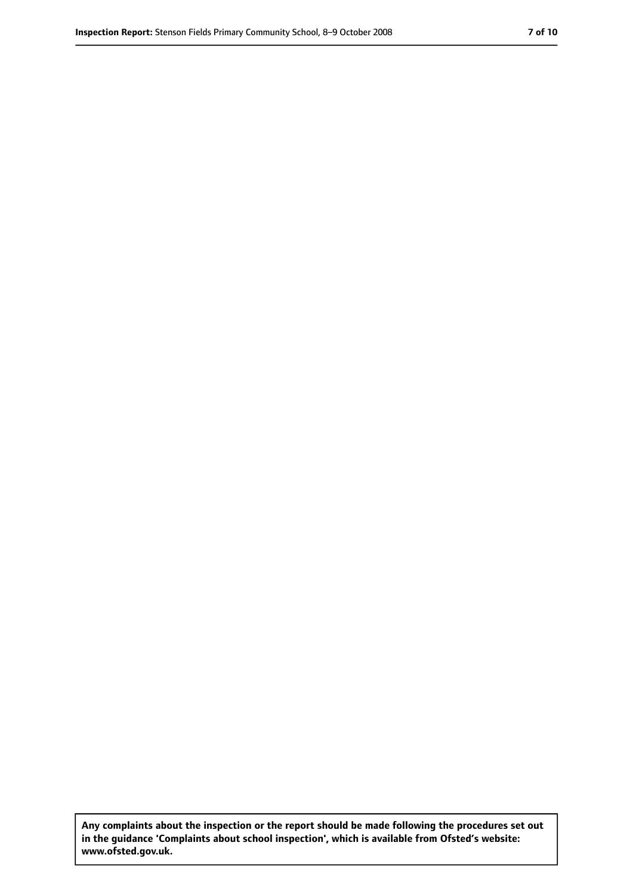**Any complaints about the inspection or the report should be made following the procedures set out in the guidance 'Complaints about school inspection', which is available from Ofsted's website: www.ofsted.gov.uk.**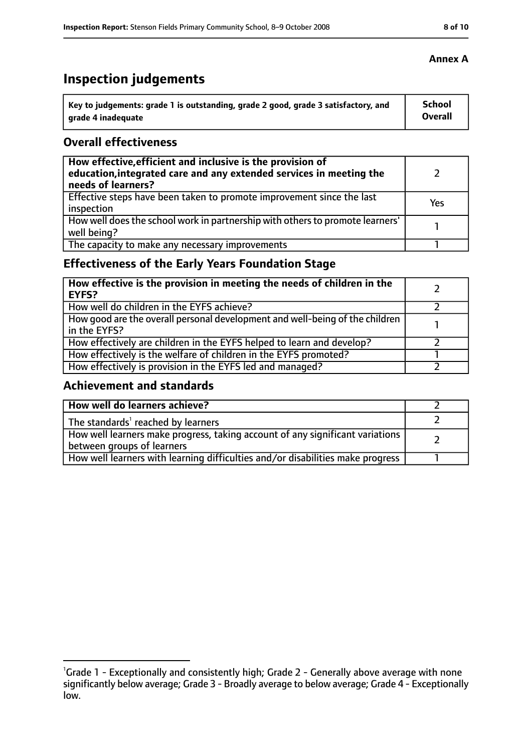**Annex A**

# Inspection judgements

| Key to judgements: grade 1 is outstanding, grade 2 good, grade 3 satisfactory, and grade 4 inadequate | School Overall |
|---|---|

## Overall effectiveness

| | |
|---|---|
| **How effective, efficient and inclusive is the provision of education, integrated care and any extended services in meeting the needs of learners?** | 2 |
| Effective steps have been taken to promote improvement since the last inspection | Yes |
| How well does the school work in partnership with others to promote learners' well being? | 1 |
| The capacity to make any necessary improvements | 1 |

## Effectiveness of the Early Years Foundation Stage

| | |
|---|---|
| **How effective is the provision in meeting the needs of children in the EYFS?** | 2 |
| How well do children in the EYFS achieve? | 2 |
| How good are the overall personal development and well-being of the children in the EYFS? | 1 |
| How effectively are children in the EYFS helped to learn and develop? | 2 |
| How effectively is the welfare of children in the EYFS promoted? | 1 |
| How effectively is provision in the EYFS led and managed? | 2 |

## Achievement and standards

| | |
|---|---|
| **How well do learners achieve?** | 2 |
| The standards[1] reached by learners | 2 |
| How well learners make progress, taking account of any significant variations between groups of learners | 2 |
| How well learners with learning difficulties and/or disabilities make progress | 1 |

[1]Grade 1 - Exceptionally and consistently high; Grade 2 - Generally above average with none significantly below average; Grade 3 - Broadly average to below average; Grade 4 - Exceptionally low.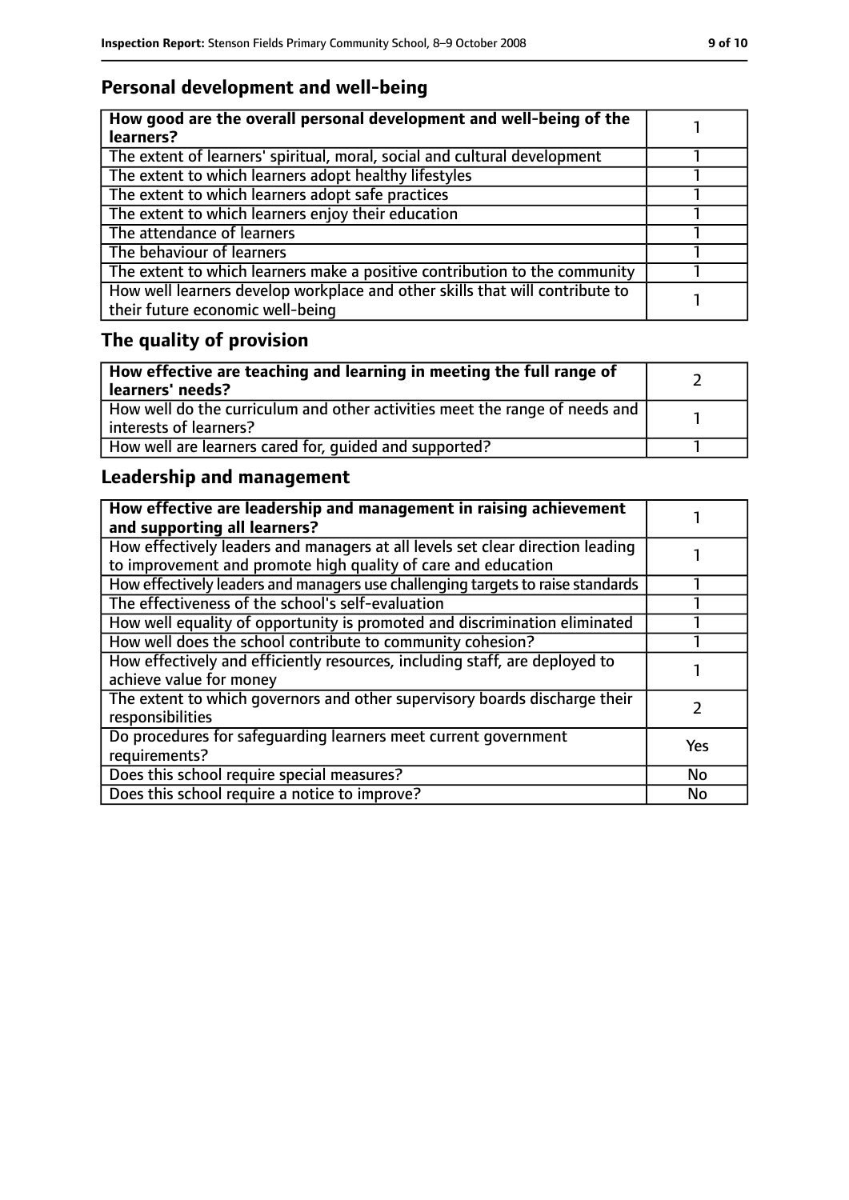## Personal development and well-being

| **How good are the overall personal development and well-being of the learners?** | 1 |
|---|---|
| The extent of learners' spiritual, moral, social and cultural development | 1 |
| The extent to which learners adopt healthy lifestyles | 1 |
| The extent to which learners adopt safe practices | 1 |
| The extent to which learners enjoy their education | 1 |
| The attendance of learners | 1 |
| The behaviour of learners | 1 |
| The extent to which learners make a positive contribution to the community | 1 |
| How well learners develop workplace and other skills that will contribute to their future economic well-being | 1 |

## The quality of provision

| **How effective are teaching and learning in meeting the full range of learners' needs?** | 2 |
|---|---|
| How well do the curriculum and other activities meet the range of needs and interests of learners? | 1 |
| How well are learners cared for, guided and supported? | 1 |

## Leadership and management

| **How effective are leadership and management in raising achievement and supporting all learners?** | 1 |
|---|---|
| How effectively leaders and managers at all levels set clear direction leading to improvement and promote high quality of care and education | 1 |
| How effectively leaders and managers use challenging targets to raise standards | 1 |
| The effectiveness of the school's self-evaluation | 1 |
| How well equality of opportunity is promoted and discrimination eliminated | 1 |
| How well does the school contribute to community cohesion? | 1 |
| How effectively and efficiently resources, including staff, are deployed to achieve value for money | 1 |
| The extent to which governors and other supervisory boards discharge their responsibilities | 2 |
| Do procedures for safeguarding learners meet current government requirements? | Yes |
| Does this school require special measures? | No |
| Does this school require a notice to improve? | No |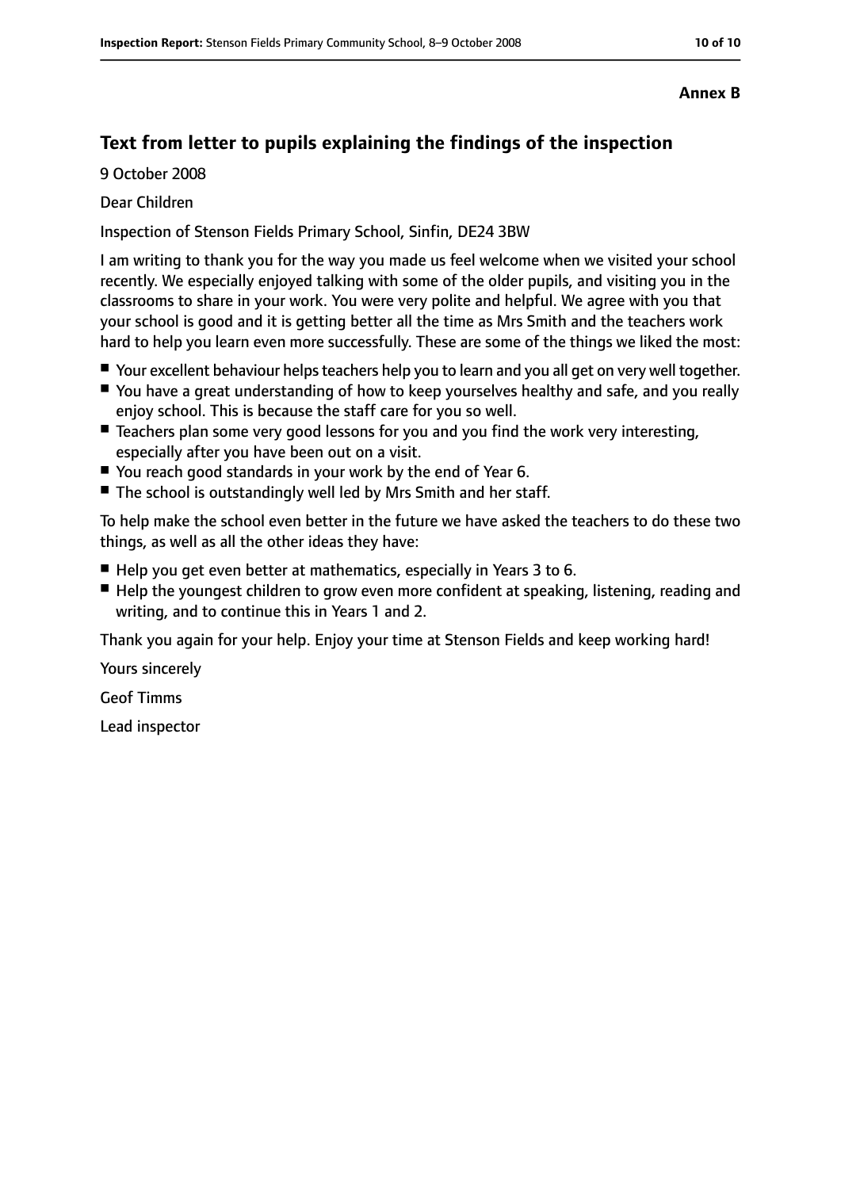**Annex B**

## Text from letter to pupils explaining the findings of the inspection

9 October 2008

Dear Children

Inspection of Stenson Fields Primary School, Sinfin, DE24 3BW

I am writing to thank you for the way you made us feel welcome when we visited your school recently. We especially enjoyed talking with some of the older pupils, and visiting you in the classrooms to share in your work. You were very polite and helpful. We agree with you that your school is good and it is getting better all the time as Mrs Smith and the teachers work hard to help you learn even more successfully. These are some of the things we liked the most:

- Your excellent behaviour helps teachers help you to learn and you all get on very well together.
- You have a great understanding of how to keep yourselves healthy and safe, and you really enjoy school. This is because the staff care for you so well.
- Teachers plan some very good lessons for you and you find the work very interesting, especially after you have been out on a visit.
- You reach good standards in your work by the end of Year 6.
- The school is outstandingly well led by Mrs Smith and her staff.

To help make the school even better in the future we have asked the teachers to do these two things, as well as all the other ideas they have:

- Help you get even better at mathematics, especially in Years 3 to 6.
- Help the youngest children to grow even more confident at speaking, listening, reading and writing, and to continue this in Years 1 and 2.

Thank you again for your help. Enjoy your time at Stenson Fields and keep working hard!

Yours sincerely

Geof Timms

Lead inspector